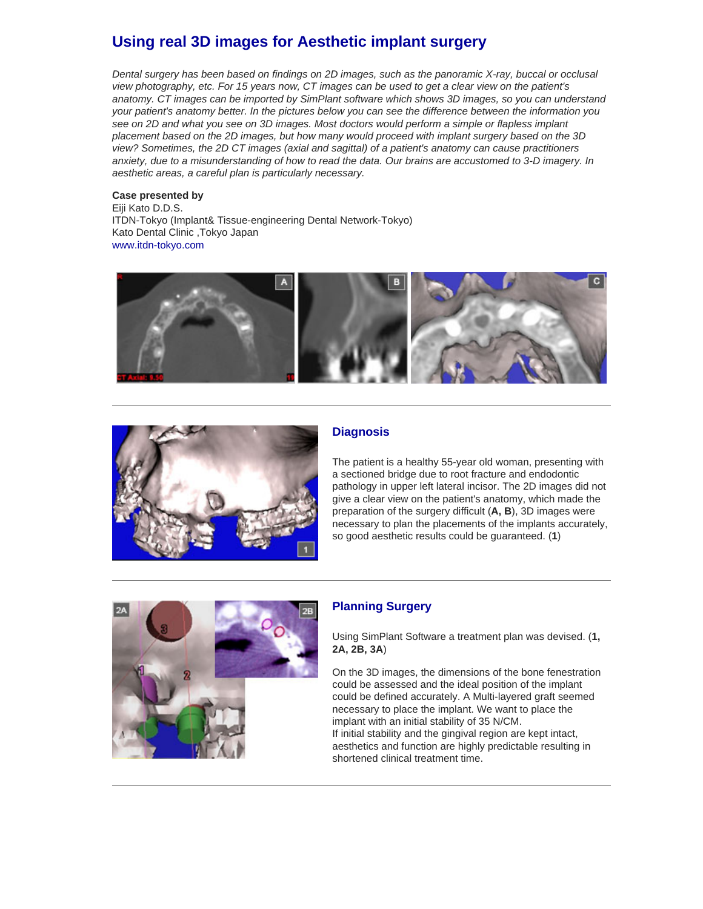# Using real 3D images for Aesthetic implant surgery

*Dental surgery has been based on findings on 2D images, such as the panoramic X-ray, buccal or occlusal view photography, etc. For 15 years now, CT images can be used to get a clear view on the patient's anatomy. CT images can be imported by SimPlant software which shows 3D images, so you can understand your patient's anatomy better. In the pictures below you can see the difference between the information you see on 2D and what you see on 3D images. Most doctors would perform a simple or flapless implant placement based on the 2D images, but how many would proceed with implant surgery based on the 3D view? Sometimes, the 2D CT images (axial and sagittal) of a patient's anatomy can cause practitioners anxiety, due to a misunderstanding of how to read the data. Our brains are accustomed to 3-D imagery. In aesthetic areas, a careful plan is particularly necessary.*

**Case presented by**
Eiji Kato D.D.S.
ITDN-Tokyo (Implant& Tissue-engineering Dental Network-Tokyo)
Kato Dental Clinic ,Tokyo Japan
www.itdn-tokyo.com

---

## Diagnosis

The patient is a healthy 55-year old woman, presenting with a sectioned bridge due to root fracture and endodontic pathology in upper left lateral incisor. The 2D images did not give a clear view on the patient's anatomy, which made the preparation of the surgery difficult (**A, B**), 3D images were necessary to plan the placements of the implants accurately, so good aesthetic results could be guaranteed. (**1**)

---

## Planning Surgery

Using SimPlant Software a treatment plan was devised. (**1, 2A, 2B, 3A**)

On the 3D images, the dimensions of the bone fenestration could be assessed and the ideal position of the implant could be defined accurately. A Multi-layered graft seemed necessary to place the implant. We want to place the implant with an initial stability of 35 N/CM.
If initial stability and the gingival region are kept intact, aesthetics and function are highly predictable resulting in shortened clinical treatment time.

---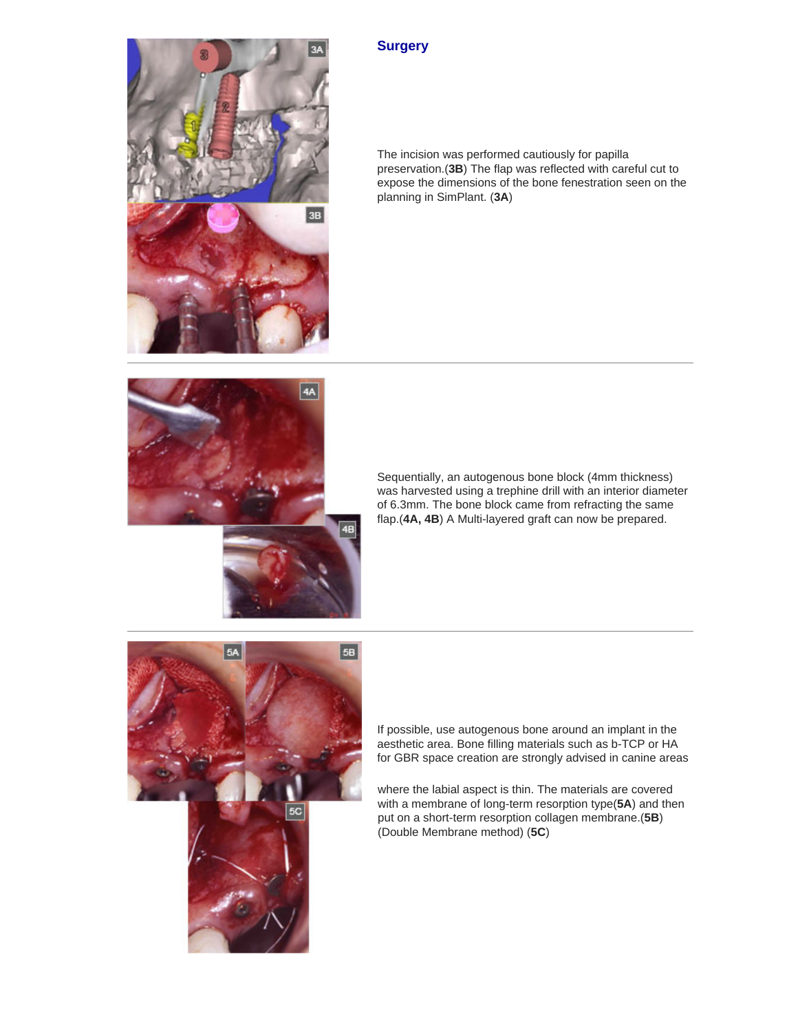## Surgery

The incision was performed cautiously for papilla preservation.(**3B**) The flap was reflected with careful cut to expose the dimensions of the bone fenestration seen on the planning in SimPlant. (**3A**)

Sequentially, an autogenous bone block (4mm thickness) was harvested using a trephine drill with an interior diameter of 6.3mm. The bone block came from refracting the same flap.(**4A, 4B**) A Multi-layered graft can now be prepared.

If possible, use autogenous bone around an implant in the aesthetic area. Bone filling materials such as b-TCP or HA for GBR space creation are strongly advised in canine areas

where the labial aspect is thin. The materials are covered with a membrane of long-term resorption type(**5A**) and then put on a short-term resorption collagen membrane.(**5B**) (Double Membrane method) (**5C**)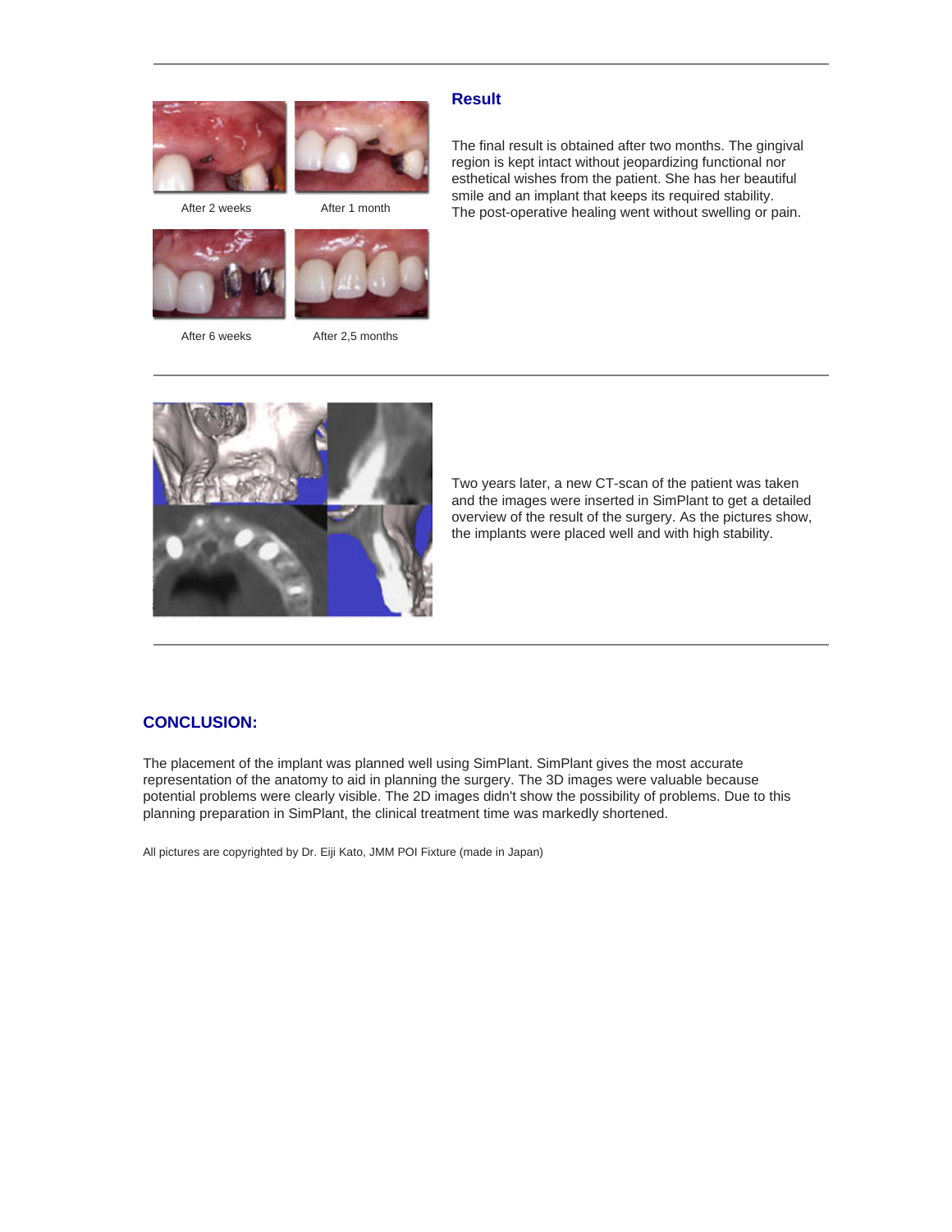After 2 weeks

After 1 month

After 6 weeks

After 2,5 months

## Result

The final result is obtained after two months. The gingival region is kept intact without jeopardizing functional nor esthetical wishes from the patient. She has her beautiful smile and an implant that keeps its required stability. The post-operative healing went without swelling or pain.

Two years later, a new CT-scan of the patient was taken and the images were inserted in SimPlant to get a detailed overview of the result of the surgery. As the pictures show, the implants were placed well and with high stability.

## CONCLUSION:

The placement of the implant was planned well using SimPlant. SimPlant gives the most accurate representation of the anatomy to aid in planning the surgery. The 3D images were valuable because potential problems were clearly visible. The 2D images didn't show the possibility of problems. Due to this planning preparation in SimPlant, the clinical treatment time was markedly shortened.

All pictures are copyrighted by Dr. Eiji Kato, JMM POI Fixture (made in Japan)